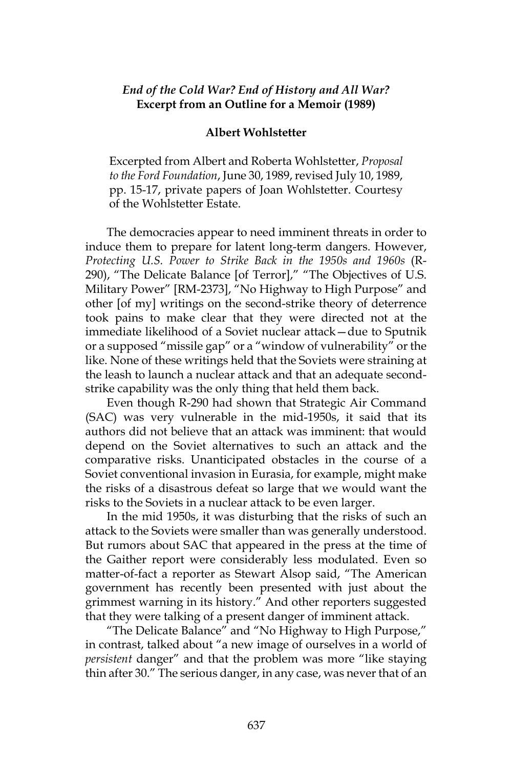# *End of the Cold War? End of History and All War?*
**Excerpt from an Outline for a Memoir (1989)**

**Albert Wohlstetter**

> Excerpted from Albert and Roberta Wohlstetter, *Proposal to the Ford Foundation*, June 30, 1989, revised July 10, 1989, pp. 15-17, private papers of Joan Wohlstetter. Courtesy of the Wohlstetter Estate.

The democracies appear to need imminent threats in order to induce them to prepare for latent long-term dangers. However, *Protecting U.S. Power to Strike Back in the 1950s and 1960s* (R-290), "The Delicate Balance [of Terror]," "The Objectives of U.S. Military Power" [RM-2373], "No Highway to High Purpose" and other [of my] writings on the second-strike theory of deterrence took pains to make clear that they were directed not at the immediate likelihood of a Soviet nuclear attack—due to Sputnik or a supposed "missile gap" or a "window of vulnerability" or the like. None of these writings held that the Soviets were straining at the leash to launch a nuclear attack and that an adequate second-strike capability was the only thing that held them back.

Even though R-290 had shown that Strategic Air Command (SAC) was very vulnerable in the mid-1950s, it said that its authors did not believe that an attack was imminent: that would depend on the Soviet alternatives to such an attack and the comparative risks. Unanticipated obstacles in the course of a Soviet conventional invasion in Eurasia, for example, might make the risks of a disastrous defeat so large that we would want the risks to the Soviets in a nuclear attack to be even larger.

In the mid 1950s, it was disturbing that the risks of such an attack to the Soviets were smaller than was generally understood. But rumors about SAC that appeared in the press at the time of the Gaither report were considerably less modulated. Even so matter-of-fact a reporter as Stewart Alsop said, "The American government has recently been presented with just about the grimmest warning in its history." And other reporters suggested that they were talking of a present danger of imminent attack.

"The Delicate Balance" and "No Highway to High Purpose," in contrast, talked about "a new image of ourselves in a world of *persistent* danger" and that the problem was more "like staying thin after 30." The serious danger, in any case, was never that of an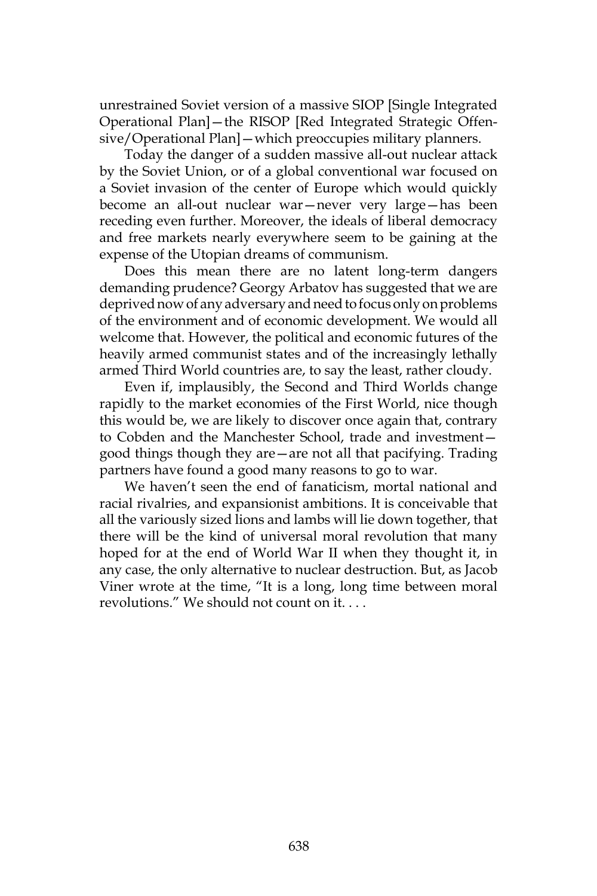unrestrained Soviet version of a massive SIOP [Single Integrated Operational Plan]—the RISOP [Red Integrated Strategic Offensive/Operational Plan]—which preoccupies military planners.

Today the danger of a sudden massive all-out nuclear attack by the Soviet Union, or of a global conventional war focused on a Soviet invasion of the center of Europe which would quickly become an all-out nuclear war—never very large—has been receding even further. Moreover, the ideals of liberal democracy and free markets nearly everywhere seem to be gaining at the expense of the Utopian dreams of communism.

Does this mean there are no latent long-term dangers demanding prudence? Georgy Arbatov has suggested that we are deprived now of any adversary and need to focus only on problems of the environment and of economic development. We would all welcome that. However, the political and economic futures of the heavily armed communist states and of the increasingly lethally armed Third World countries are, to say the least, rather cloudy.

Even if, implausibly, the Second and Third Worlds change rapidly to the market economies of the First World, nice though this would be, we are likely to discover once again that, contrary to Cobden and the Manchester School, trade and investment—good things though they are—are not all that pacifying. Trading partners have found a good many reasons to go to war.

We haven't seen the end of fanaticism, mortal national and racial rivalries, and expansionist ambitions. It is conceivable that all the variously sized lions and lambs will lie down together, that there will be the kind of universal moral revolution that many hoped for at the end of World War II when they thought it, in any case, the only alternative to nuclear destruction. But, as Jacob Viner wrote at the time, "It is a long, long time between moral revolutions." We should not count on it. . . .